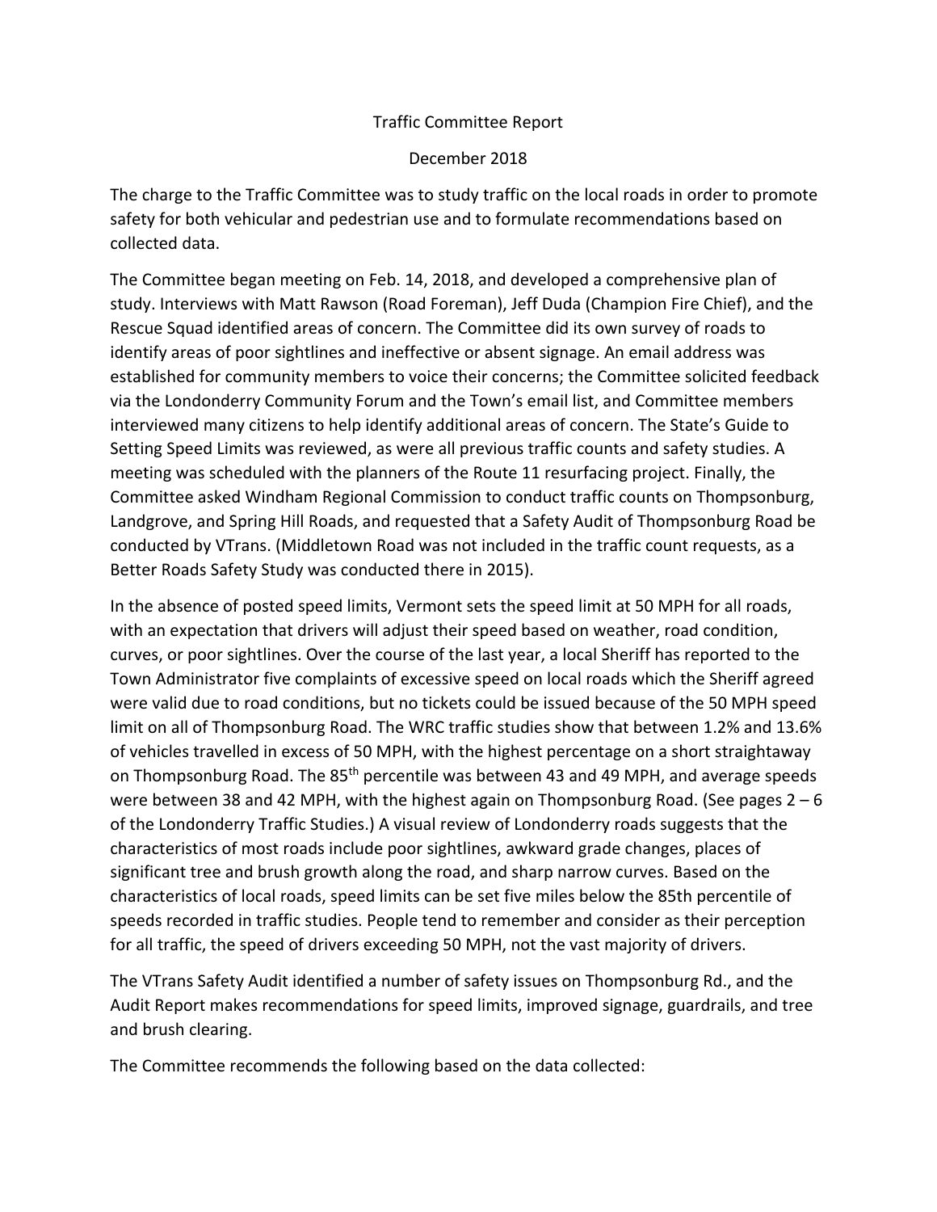# Traffic Committee Report

December 2018

The charge to the Traffic Committee was to study traffic on the local roads in order to promote safety for both vehicular and pedestrian use and to formulate recommendations based on collected data.

The Committee began meeting on Feb. 14, 2018, and developed a comprehensive plan of study. Interviews with Matt Rawson (Road Foreman), Jeff Duda (Champion Fire Chief), and the Rescue Squad identified areas of concern. The Committee did its own survey of roads to identify areas of poor sightlines and ineffective or absent signage. An email address was established for community members to voice their concerns; the Committee solicited feedback via the Londonderry Community Forum and the Town's email list, and Committee members interviewed many citizens to help identify additional areas of concern. The State's Guide to Setting Speed Limits was reviewed, as were all previous traffic counts and safety studies. A meeting was scheduled with the planners of the Route 11 resurfacing project. Finally, the Committee asked Windham Regional Commission to conduct traffic counts on Thompsonburg, Landgrove, and Spring Hill Roads, and requested that a Safety Audit of Thompsonburg Road be conducted by VTrans. (Middletown Road was not included in the traffic count requests, as a Better Roads Safety Study was conducted there in 2015).

In the absence of posted speed limits, Vermont sets the speed limit at 50 MPH for all roads, with an expectation that drivers will adjust their speed based on weather, road condition, curves, or poor sightlines. Over the course of the last year, a local Sheriff has reported to the Town Administrator five complaints of excessive speed on local roads which the Sheriff agreed were valid due to road conditions, but no tickets could be issued because of the 50 MPH speed limit on all of Thompsonburg Road. The WRC traffic studies show that between 1.2% and 13.6% of vehicles travelled in excess of 50 MPH, with the highest percentage on a short straightaway on Thompsonburg Road. The 85th percentile was between 43 and 49 MPH, and average speeds were between 38 and 42 MPH, with the highest again on Thompsonburg Road. (See pages 2 – 6 of the Londonderry Traffic Studies.) A visual review of Londonderry roads suggests that the characteristics of most roads include poor sightlines, awkward grade changes, places of significant tree and brush growth along the road, and sharp narrow curves. Based on the characteristics of local roads, speed limits can be set five miles below the 85th percentile of speeds recorded in traffic studies. People tend to remember and consider as their perception for all traffic, the speed of drivers exceeding 50 MPH, not the vast majority of drivers.

The VTrans Safety Audit identified a number of safety issues on Thompsonburg Rd., and the Audit Report makes recommendations for speed limits, improved signage, guardrails, and tree and brush clearing.

The Committee recommends the following based on the data collected: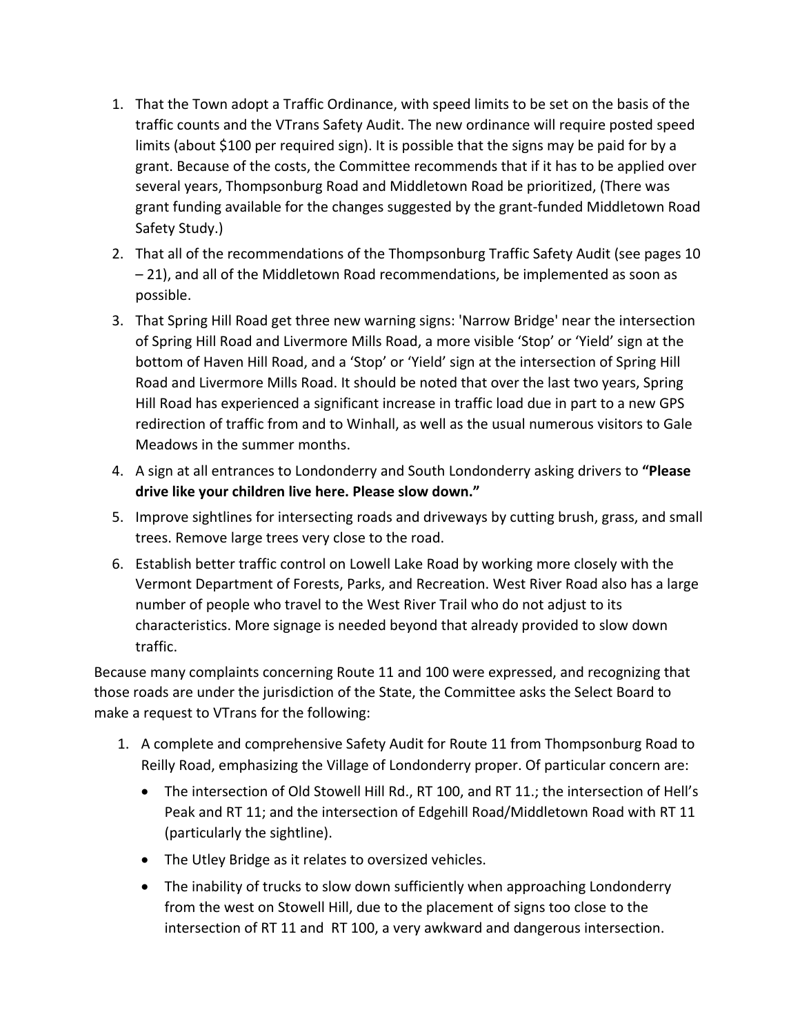1. That the Town adopt a Traffic Ordinance, with speed limits to be set on the basis of the traffic counts and the VTrans Safety Audit. The new ordinance will require posted speed limits (about $100 per required sign). It is possible that the signs may be paid for by a grant. Because of the costs, the Committee recommends that if it has to be applied over several years, Thompsonburg Road and Middletown Road be prioritized, (There was grant funding available for the changes suggested by the grant-funded Middletown Road Safety Study.)
2. That all of the recommendations of the Thompsonburg Traffic Safety Audit (see pages 10 – 21), and all of the Middletown Road recommendations, be implemented as soon as possible.
3. That Spring Hill Road get three new warning signs: 'Narrow Bridge' near the intersection of Spring Hill Road and Livermore Mills Road, a more visible 'Stop' or 'Yield' sign at the bottom of Haven Hill Road, and a 'Stop' or 'Yield' sign at the intersection of Spring Hill Road and Livermore Mills Road. It should be noted that over the last two years, Spring Hill Road has experienced a significant increase in traffic load due in part to a new GPS redirection of traffic from and to Winhall, as well as the usual numerous visitors to Gale Meadows in the summer months.
4. A sign at all entrances to Londonderry and South Londonderry asking drivers to **"Please drive like your children live here. Please slow down."**
5. Improve sightlines for intersecting roads and driveways by cutting brush, grass, and small trees. Remove large trees very close to the road.
6. Establish better traffic control on Lowell Lake Road by working more closely with the Vermont Department of Forests, Parks, and Recreation. West River Road also has a large number of people who travel to the West River Trail who do not adjust to its characteristics. More signage is needed beyond that already provided to slow down traffic.

Because many complaints concerning Route 11 and 100 were expressed, and recognizing that those roads are under the jurisdiction of the State, the Committee asks the Select Board to make a request to VTrans for the following:

1. A complete and comprehensive Safety Audit for Route 11 from Thompsonburg Road to Reilly Road, emphasizing the Village of Londonderry proper. Of particular concern are:
   - The intersection of Old Stowell Hill Rd., RT 100, and RT 11.; the intersection of Hell's Peak and RT 11; and the intersection of Edgehill Road/Middletown Road with RT 11 (particularly the sightline).
   - The Utley Bridge as it relates to oversized vehicles.
   - The inability of trucks to slow down sufficiently when approaching Londonderry from the west on Stowell Hill, due to the placement of signs too close to the intersection of RT 11 and RT 100, a very awkward and dangerous intersection.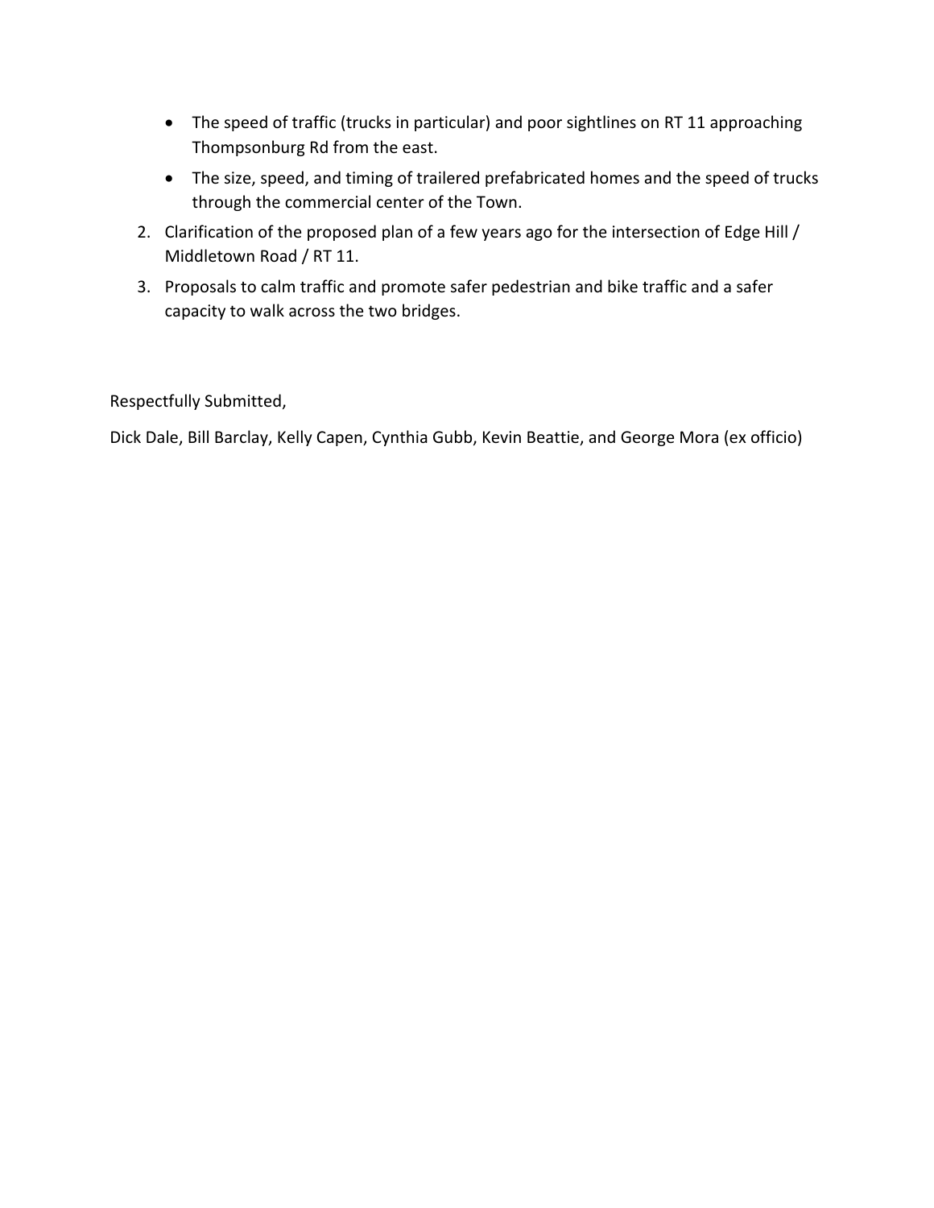- The speed of traffic (trucks in particular) and poor sightlines on RT 11 approaching Thompsonburg Rd from the east.
- The size, speed, and timing of trailered prefabricated homes and the speed of trucks through the commercial center of the Town.

2. Clarification of the proposed plan of a few years ago for the intersection of Edge Hill / Middletown Road / RT 11.
3. Proposals to calm traffic and promote safer pedestrian and bike traffic and a safer capacity to walk across the two bridges.

Respectfully Submitted,

Dick Dale, Bill Barclay, Kelly Capen, Cynthia Gubb, Kevin Beattie, and George Mora (ex officio)